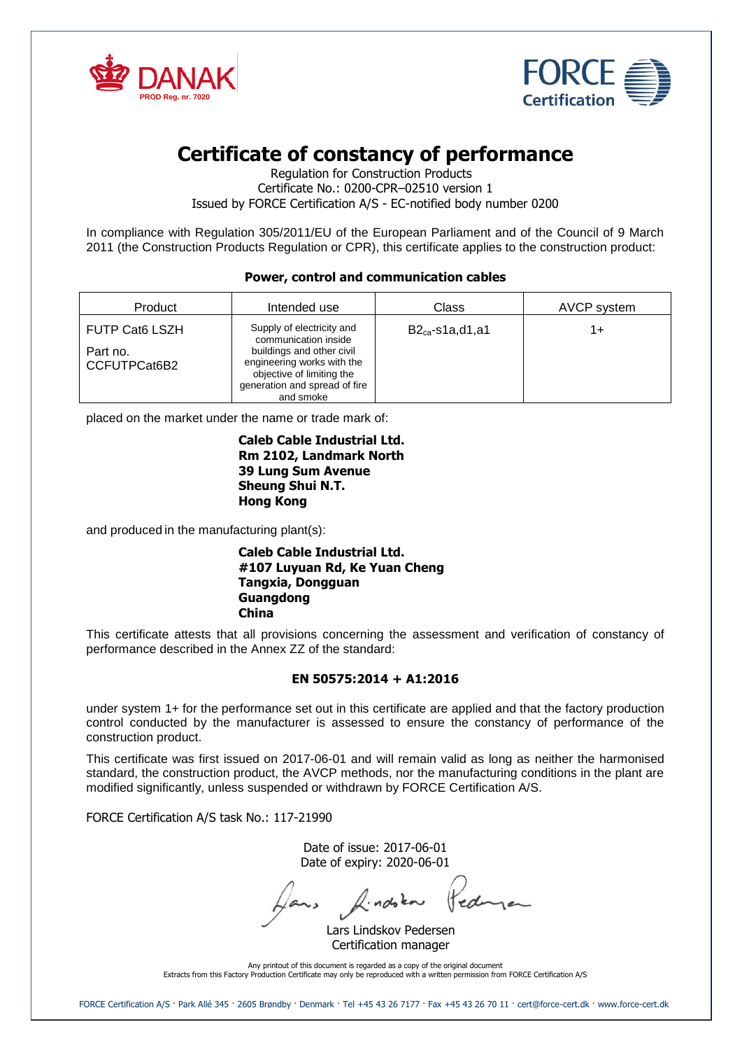DANAK
PROD Reg. nr. 7020

FORCE Certification

# Certificate of constancy of performance

Regulation for Construction Products
Certificate No.: 0200-CPR–02510 version 1
Issued by FORCE Certification A/S - EC-notified body number 0200

In compliance with Regulation 305/2011/EU of the European Parliament and of the Council of 9 March 2011 (the Construction Products Regulation or CPR), this certificate applies to the construction product:

**Power, control and communication cables**

| Product | Intended use | Class | AVCP system |
|---|---|---|---|
| FUTP Cat6 LSZH<br>Part no. CCFUTPCat6B2 | Supply of electricity and communication inside buildings and other civil engineering works with the objective of limiting the generation and spread of fire and smoke | $B2_{ca}$-s1a,d1,a1 | 1+ |

placed on the market under the name or trade mark of:

**Caleb Cable Industrial Ltd.**
**Rm 2102, Landmark North**
**39 Lung Sum Avenue**
**Sheung Shui N.T.**
**Hong Kong**

and produced in the manufacturing plant(s):

**Caleb Cable Industrial Ltd.**
**#107 Luyuan Rd, Ke Yuan Cheng**
**Tangxia, Dongguan**
**Guangdong**
**China**

This certificate attests that all provisions concerning the assessment and verification of constancy of performance described in the Annex ZZ of the standard:

**EN 50575:2014 + A1:2016**

under system 1+ for the performance set out in this certificate are applied and that the factory production control conducted by the manufacturer is assessed to ensure the constancy of performance of the construction product.

This certificate was first issued on 2017-06-01 and will remain valid as long as neither the harmonised standard, the construction product, the AVCP methods, nor the manufacturing conditions in the plant are modified significantly, unless suspended or withdrawn by FORCE Certification A/S.

FORCE Certification A/S task No.: 117-21990

Date of issue: 2017-06-01
Date of expiry: 2020-06-01

Lars Lindskov Pedersen
Certification manager

Any printout of this document is regarded as a copy of the original document
Extracts from this Factory Production Certificate may only be reproduced with a written permission from FORCE Certification A/S

FORCE Certification A/S · Park Allé 345 · 2605 Brøndby · Denmark · Tel +45 43 26 7177 · Fax +45 43 26 70 11 · cert@force-cert.dk · www.force-cert.dk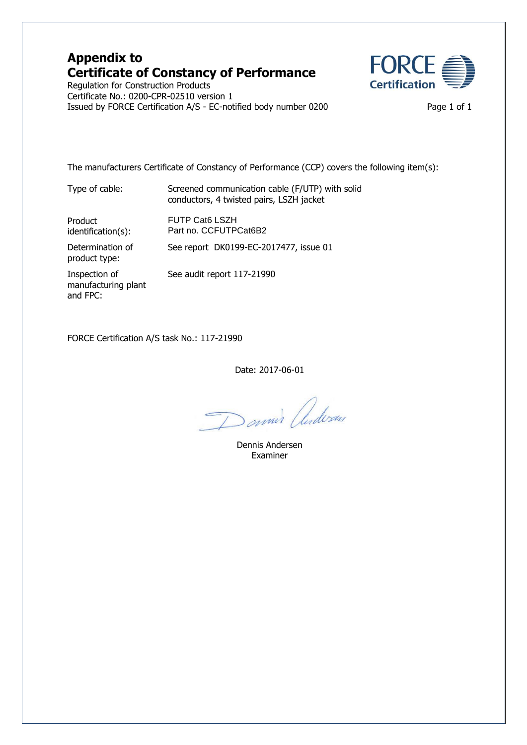# Appendix to Certificate of Constancy of Performance

Regulation for Construction Products
Certificate No.: 0200-CPR-02510 version 1
Issued by FORCE Certification A/S - EC-notified body number 0200

The manufacturers Certificate of Constancy of Performance (CCP) covers the following item(s):

| | |
|---|---|
| Type of cable: | Screened communication cable (F/UTP) with solid conductors, 4 twisted pairs, LSZH jacket |
| Product identification(s): | FUTP Cat6 LSZH<br>Part no. CCFUTPCat6B2 |
| Determination of product type: | See report DK0199-EC-2017477, issue 01 |
| Inspection of manufacturing plant and FPC: | See audit report 117-21990 |

FORCE Certification A/S task No.: 117-21990

Date: 2017-06-01

Dennis Andersen
Examiner